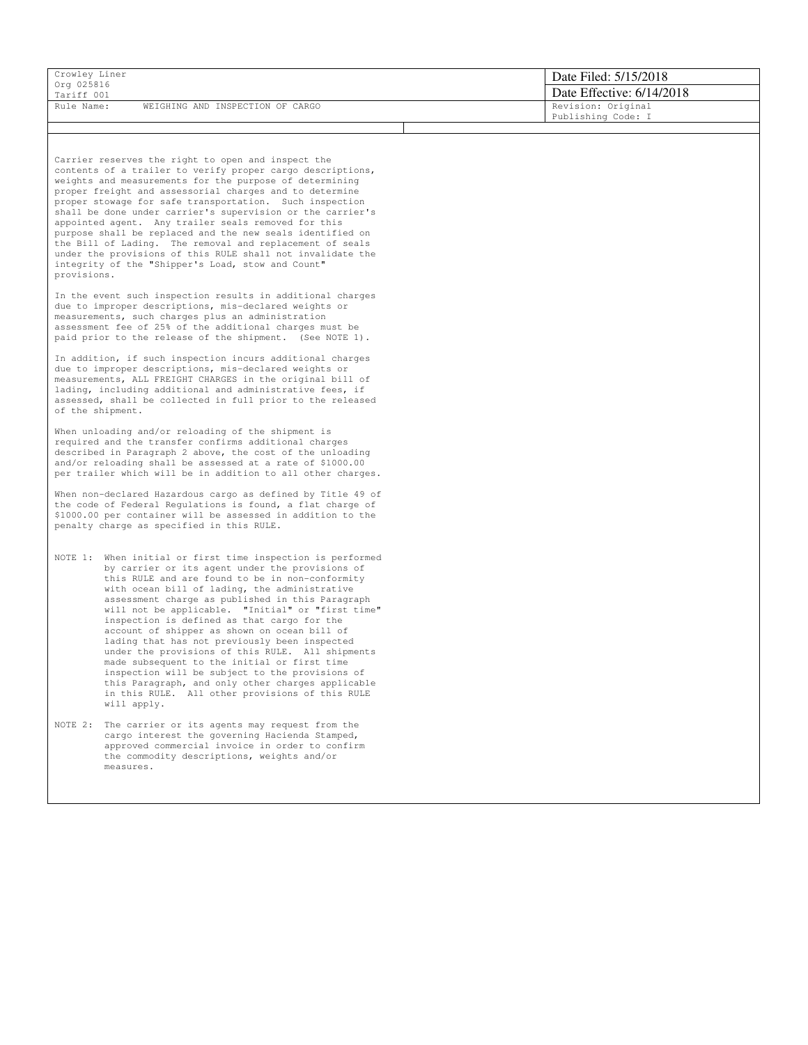| Crowley Liner<br>Org 025816<br>Tariff 001 | Date Filed: 5/15/2018<br>Date Effective: 6/14/2018 |
| --- | --- |
| Rule Name: WEIGHING AND INSPECTION OF CARGO | Revision: Original<br>Publishing Code: I |

Carrier reserves the right to open and inspect the contents of a trailer to verify proper cargo descriptions, weights and measurements for the purpose of determining proper freight and assessorial charges and to determine proper stowage for safe transportation. Such inspection shall be done under carrier's supervision or the carrier's appointed agent. Any trailer seals removed for this purpose shall be replaced and the new seals identified on the Bill of Lading. The removal and replacement of seals under the provisions of this RULE shall not invalidate the integrity of the "Shipper's Load, stow and Count" provisions.

In the event such inspection results in additional charges due to improper descriptions, mis-declared weights or measurements, such charges plus an administration assessment fee of 25% of the additional charges must be paid prior to the release of the shipment. (See NOTE 1).

In addition, if such inspection incurs additional charges due to improper descriptions, mis-declared weights or measurements, ALL FREIGHT CHARGES in the original bill of lading, including additional and administrative fees, if assessed, shall be collected in full prior to the released of the shipment.

When unloading and/or reloading of the shipment is required and the transfer confirms additional charges described in Paragraph 2 above, the cost of the unloading and/or reloading shall be assessed at a rate of $1000.00 per trailer which will be in addition to all other charges.

When non-declared Hazardous cargo as defined by Title 49 of the code of Federal Regulations is found, a flat charge of $1000.00 per container will be assessed in addition to the penalty charge as specified in this RULE.

NOTE 1: When initial or first time inspection is performed by carrier or its agent under the provisions of this RULE and are found to be in non-conformity with ocean bill of lading, the administrative assessment charge as published in this Paragraph will not be applicable. "Initial" or "first time" inspection is defined as that cargo for the account of shipper as shown on ocean bill of lading that has not previously been inspected under the provisions of this RULE. All shipments made subsequent to the initial or first time inspection will be subject to the provisions of this Paragraph, and only other charges applicable in this RULE. All other provisions of this RULE will apply.

NOTE 2: The carrier or its agents may request from the cargo interest the governing Hacienda Stamped, approved commercial invoice in order to confirm the commodity descriptions, weights and/or measures.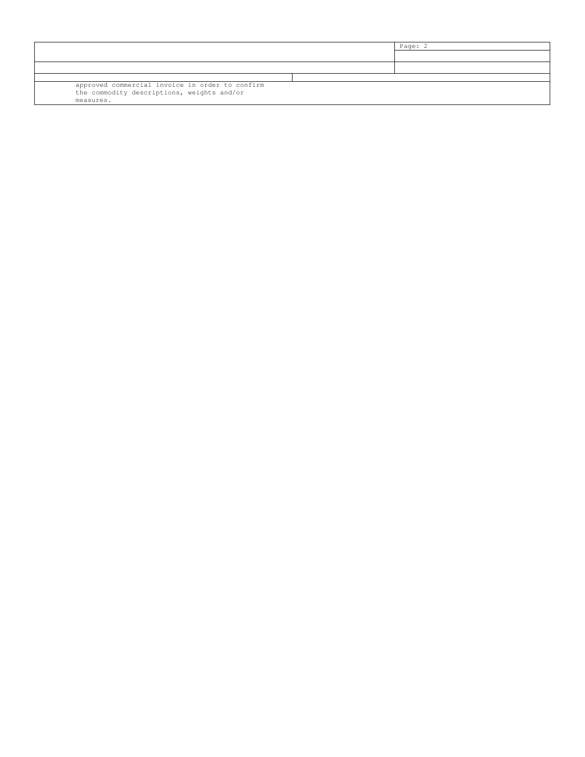approved commercial invoice in order to confirm
the commodity descriptions, weights and/or
measures.